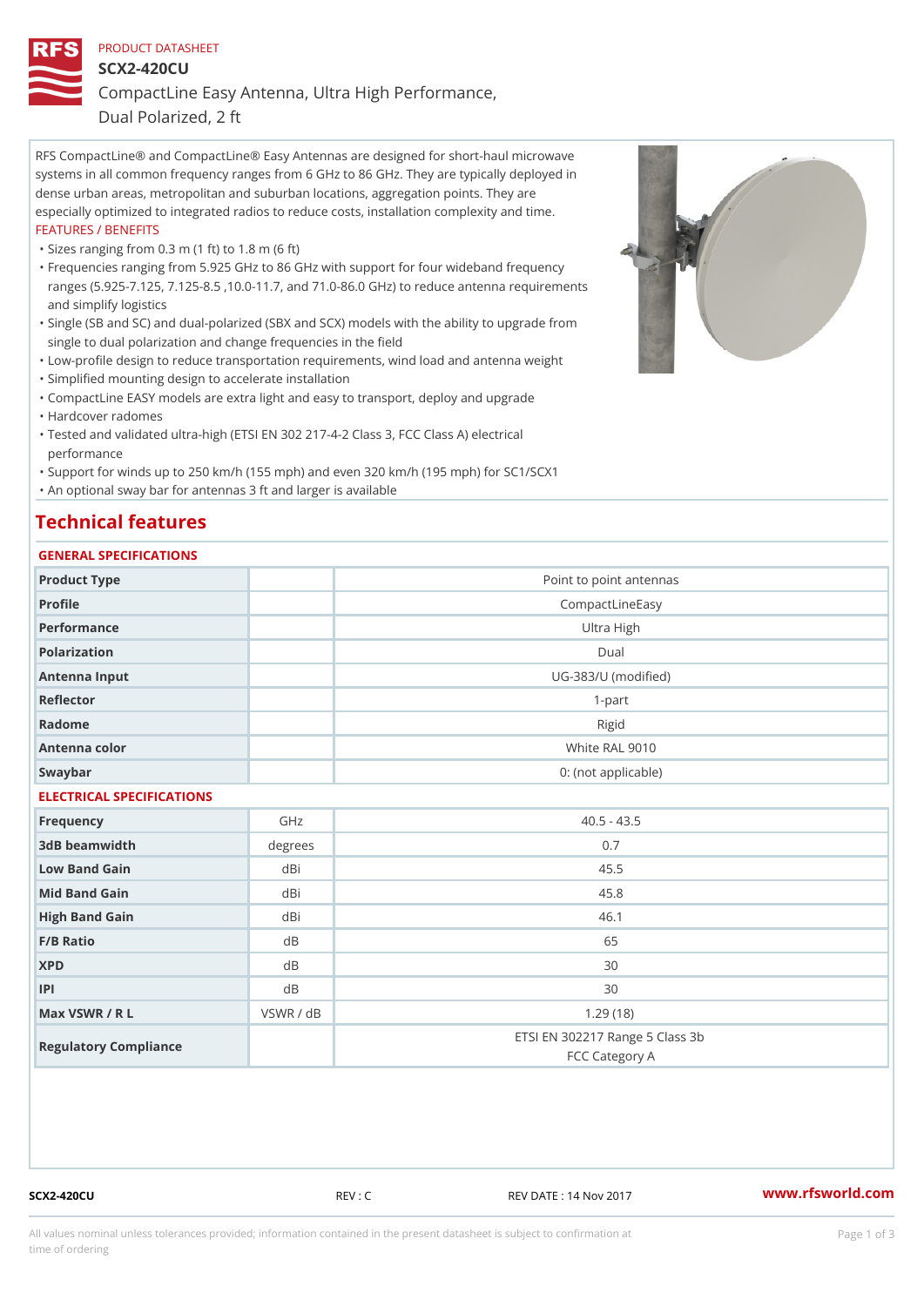PRODUCT DATASHEET

# SCX2-420CU

## CompactLine Easy Antenna, Ultra High Performance, Dual Polarized, 2 ft

RFS CompactLine® and CompactLine® Easy Antennas are designed for short-haul microwave systems in all common frequency ranges from 6 GHz to 86 GHz. They are typically deployed in dense urban areas, metropolitan and suburban locations, aggregation points. They are especially optimized to integrated radios to reduce costs, installation complexity and time.

FEATURES / BENEFITS

- Sizes ranging from 0.3 m (1 ft) to 1.8 m (6 ft)
- Frequencies ranging from 5.925 GHz to 86 GHz with support for four wideband frequency ranges (5.925-7.125, 7.125-8.5 ,10.0-11.7, and 71.0-86.0 GHz) to reduce antenna requirements and simplify logistics
- Single (SB and SC) and dual-polarized (SBX and SCX) models with the ability to upgrade from single to dual polarization and change frequencies in the field
- Low-profile design to reduce transportation requirements, wind load and antenna weight
- Simplified mounting design to accelerate installation
- CompactLine EASY models are extra light and easy to transport, deploy and upgrade
- Hardcover radomes
- Tested and validated ultra-high (ETSI EN 302 217-4-2 Class 3, FCC Class A) electrical performance
- Support for winds up to 250 km/h (155 mph) and even 320 km/h (195 mph) for SC1/SCX1
- An optional sway bar for antennas 3 ft and larger is available

## Technical features

### GENERAL SPECIFICATIONS

| | | |
|---|---|---|
| Product Type | | Point to point antennas |
| Profile | | CompactLineEasy |
| Performance | | Ultra High |
| Polarization | | Dual |
| Antenna Input | | UG-383/U (modified) |
| Reflector | | 1-part |
| Radome | | Rigid |
| Antenna color | | White RAL 9010 |
| Swaybar | | 0: (not applicable) |

### ELECTRICAL SPECIFICATIONS

| | | |
|---|---|---|
| Frequency | GHz | 40.5 - 43.5 |
| 3dB beamwidth | degrees | 0.7 |
| Low Band Gain | dBi | 45.5 |
| Mid Band Gain | dBi | 45.8 |
| High Band Gain | dBi | 46.1 |
| F/B Ratio | dB | 65 |
| XPD | dB | 30 |
| IPI | dB | 30 |
| Max VSWR / R L | VSWR / dB | 1.29 (18) |
| Regulatory Compliance | | ETSI EN 302217 Range 5 Class 3b<br>FCC Category A |

SCX2-420CU REV : C REV DATE : 14 Nov 2017 www.rfsworld.com

All values nominal unless tolerances provided; information contained in the present datasheet is subject to confirmation at time of ordering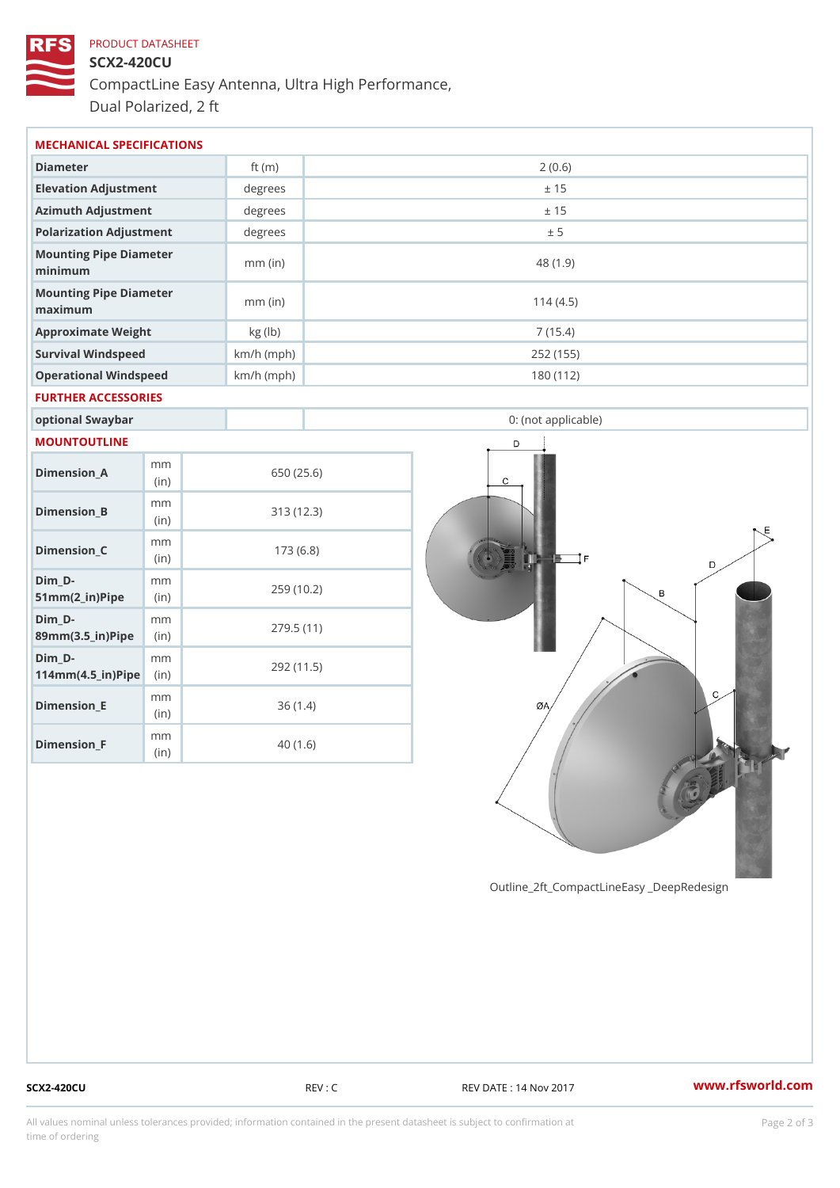PRODUCT DATASHEET

# SCX2-420CU

CompactLine Easy Antenna, Ultra High Performance, Dual Polarized, 2 ft

## MECHANICAL SPECIFICATIONS

| | | |
|---|---|---|
| Diameter | ft (m) | 2 (0.6) |
| Elevation Adjustment | degrees | ± 15 |
| Azimuth Adjustment | degrees | ± 15 |
| Polarization Adjustment | degrees | ± 5 |
| Mounting Pipe Diameter minimum | mm (in) | 48 (1.9) |
| Mounting Pipe Diameter maximum | mm (in) | 114 (4.5) |
| Approximate Weight | kg (lb) | 7 (15.4) |
| Survival Windspeed | km/h (mph) | 252 (155) |
| Operational Windspeed | km/h (mph) | 180 (112) |

## FURTHER ACCESSORIES

| | | |
|---|---|---|
| optional Swaybar | | 0: (not applicable) |

## MOUNTOUTLINE

| | | |
|---|---|---|
| Dimension_A | mm (in) | 650 (25.6) |
| Dimension_B | mm (in) | 313 (12.3) |
| Dimension_C | mm (in) | 173 (6.8) |
| Dim_D-51mm(2_in)Pipe | mm (in) | 259 (10.2) |
| Dim_D-89mm(3.5_in)Pipe | mm (in) | 279.5 (11) |
| Dim_D-114mm(4.5_in)Pipe | mm (in) | 292 (11.5) |
| Dimension_E | mm (in) | 36 (1.4) |
| Dimension_F | mm (in) | 40 (1.6) |

Outline_2ft_CompactLineEasy _DeepRedesign

SCX2-420CU REV : C REV DATE : 14 Nov 2017 www.rfsworld.com

All values nominal unless tolerances provided; information contained in the present datasheet is subject to confirmation at time of ordering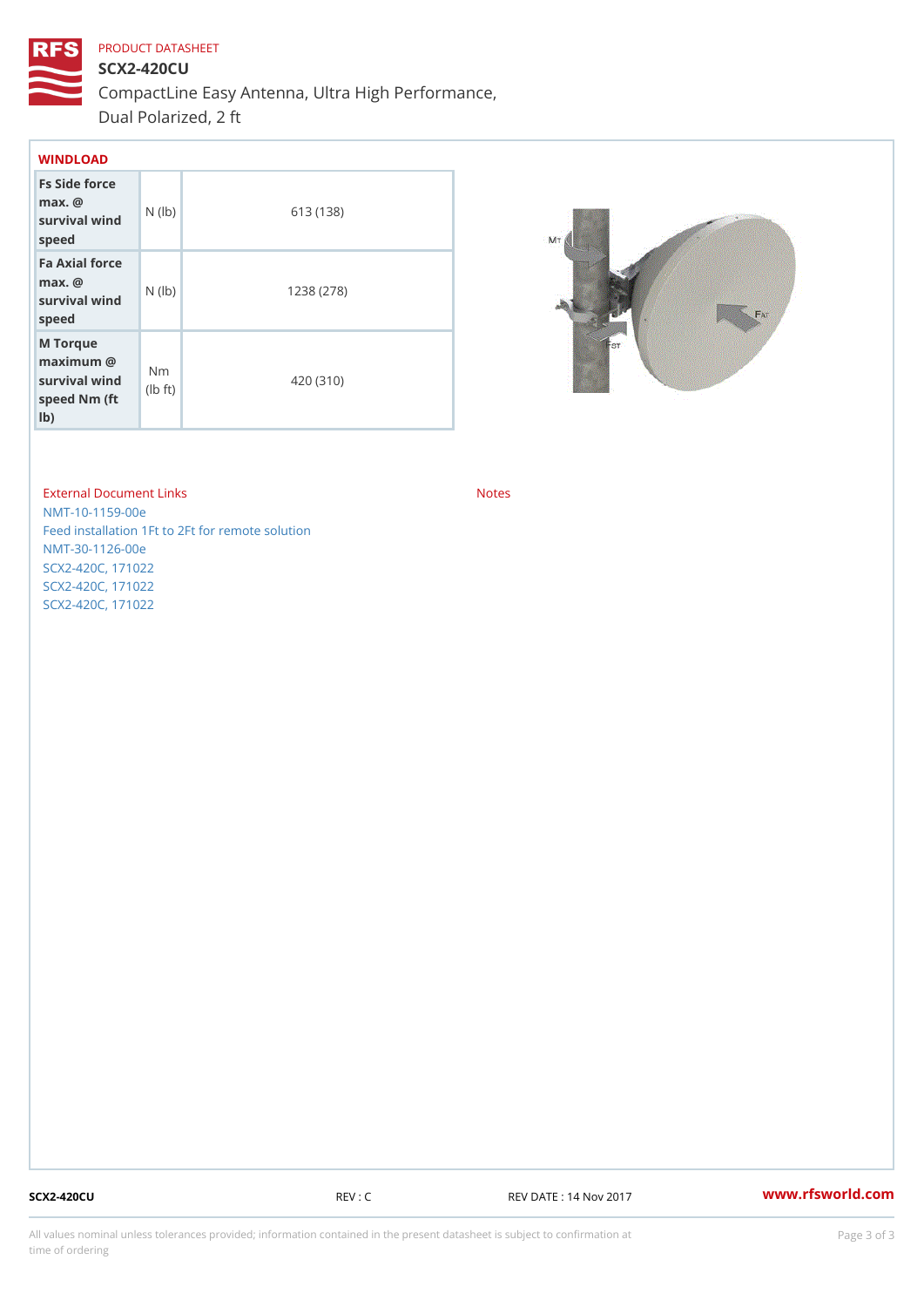PRODUCT DATASHEET

# SCX2-420CU

CompactLine Easy Antenna, Ultra High Performance, Dual Polarized, 2 ft

## WINDLOAD

| | | |
|---|---|---|
| Fs Side force max. @ survival wind speed | N (lb) | 613 (138) |
| Fa Axial force max. @ survival wind speed | N (lb) | 1238 (278) |
| M Torque maximum @ survival wind speed Nm (ft lb) | Nm (lb ft) | 420 (310) |

MT

FAT

FST

## External Document Links

NMT-10-1159-00e

Feed installation 1Ft to 2Ft for remote solution

NMT-30-1126-00e

SCX2-420C, 171022

SCX2-420C, 171022

SCX2-420C, 171022

## Notes

SCX2-420CU REV : C REV DATE : 14 Nov 2017 www.rfsworld.com

All values nominal unless tolerances provided; information contained in the present datasheet is subject to confirmation at time of ordering